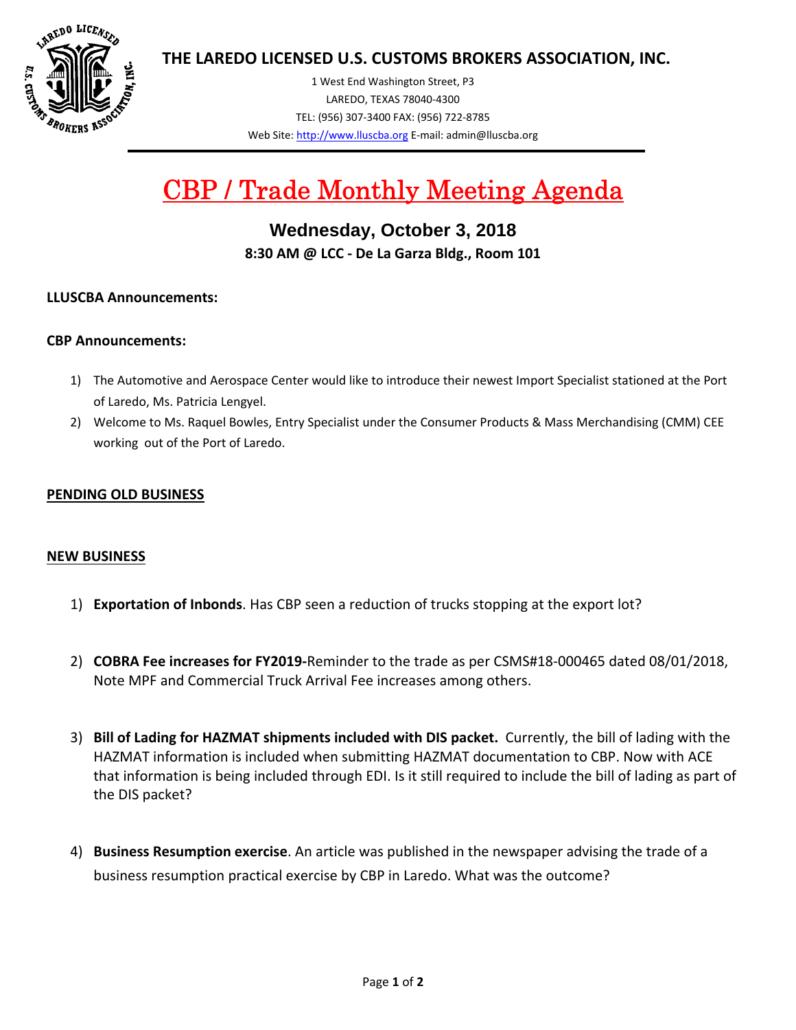# THE LAREDO LICENSED U.S. CUSTOMS BROKERS ASSOCIATION, INC.

1 West End Washington Street, P3
LAREDO, TEXAS 78040-4300
TEL: (956) 307-3400 FAX: (956) 722-8785
Web Site: http://www.lluscba.org E-mail: admin@lluscba.org

# CBP / Trade Monthly Meeting Agenda

## Wednesday, October 3, 2018

**8:30 AM @ LCC - De La Garza Bldg., Room 101**

**LLUSCBA Announcements:**

**CBP Announcements:**

1) The Automotive and Aerospace Center would like to introduce their newest Import Specialist stationed at the Port of Laredo, Ms. Patricia Lengyel.
2) Welcome to Ms. Raquel Bowles, Entry Specialist under the Consumer Products & Mass Merchandising (CMM) CEE working out of the Port of Laredo.

**PENDING OLD BUSINESS**

**NEW BUSINESS**

1) **Exportation of Inbonds**. Has CBP seen a reduction of trucks stopping at the export lot?

2) **COBRA Fee increases for FY2019-**Reminder to the trade as per CSMS#18-000465 dated 08/01/2018, Note MPF and Commercial Truck Arrival Fee increases among others.

3) **Bill of Lading for HAZMAT shipments included with DIS packet.** Currently, the bill of lading with the HAZMAT information is included when submitting HAZMAT documentation to CBP. Now with ACE that information is being included through EDI. Is it still required to include the bill of lading as part of the DIS packet?

4) **Business Resumption exercise**. An article was published in the newspaper advising the trade of a business resumption practical exercise by CBP in Laredo. What was the outcome?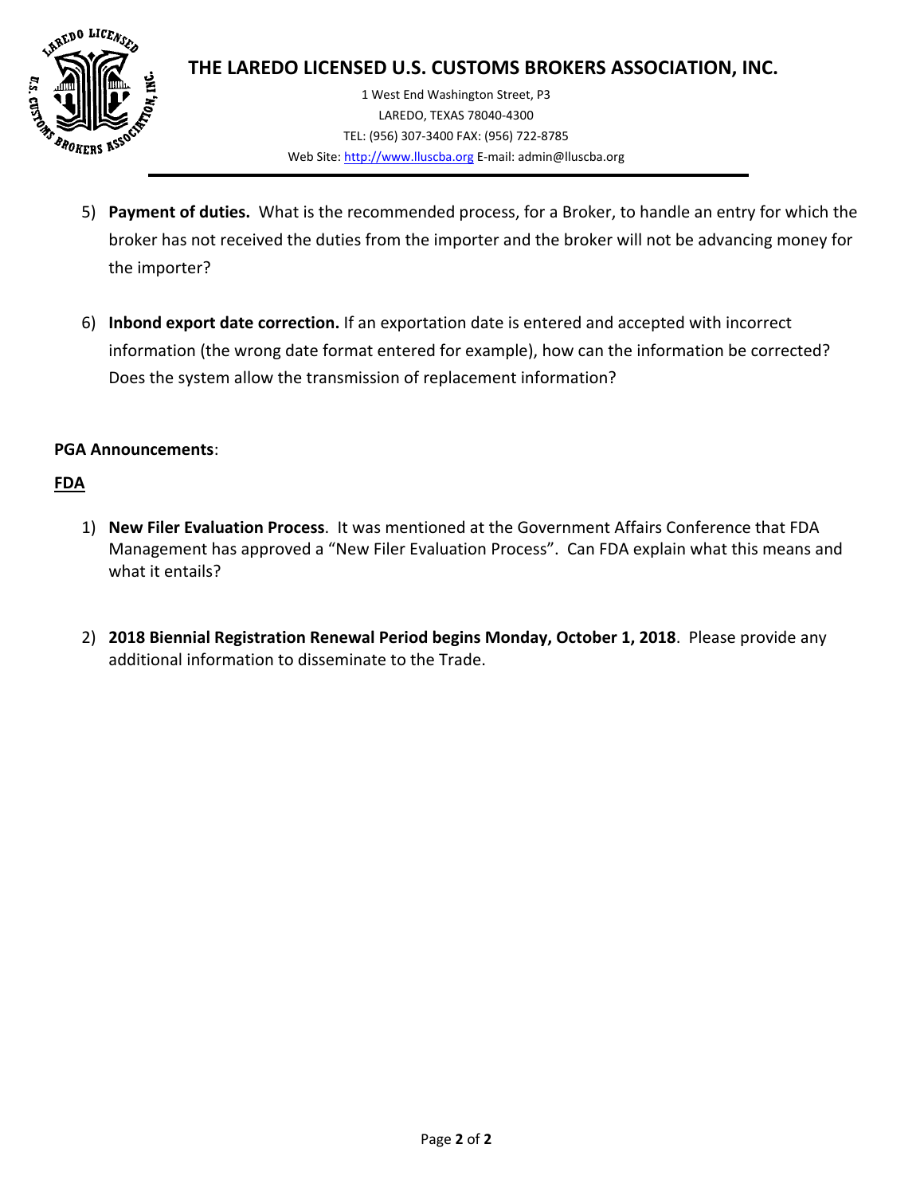5) **Payment of duties.** What is the recommended process, for a Broker, to handle an entry for which the broker has not received the duties from the importer and the broker will not be advancing money for the importer?

6) **Inbond export date correction.** If an exportation date is entered and accepted with incorrect information (the wrong date format entered for example), how can the information be corrected? Does the system allow the transmission of replacement information?

**PGA Announcements**:

**FDA**

1) **New Filer Evaluation Process**. It was mentioned at the Government Affairs Conference that FDA Management has approved a "New Filer Evaluation Process". Can FDA explain what this means and what it entails?

2) **2018 Biennial Registration Renewal Period begins Monday, October 1, 2018**. Please provide any additional information to disseminate to the Trade.